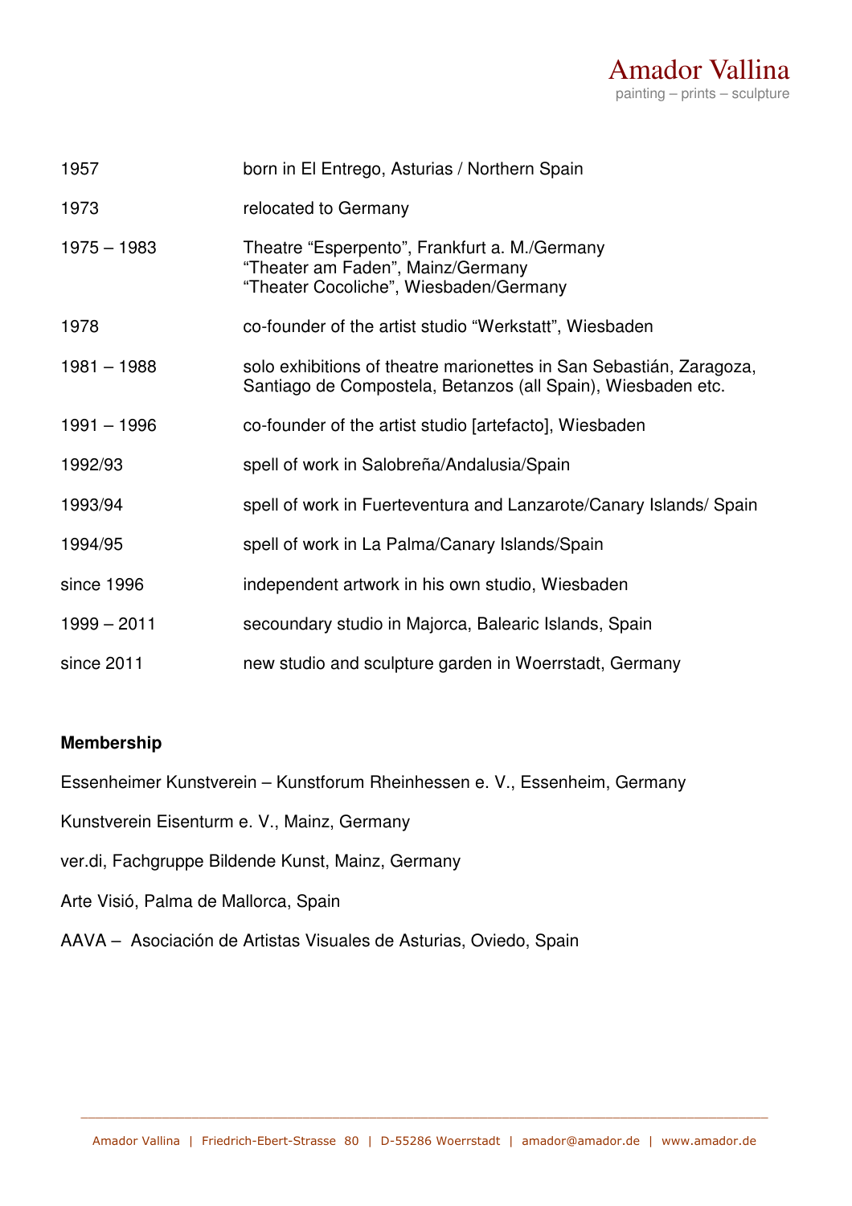# Amador Vallina

painting – prints – sculpture

| | |
|---|---|
| 1957 | born in El Entrego, Asturias / Northern Spain |
| 1973 | relocated to Germany |
| 1975 – 1983 | Theatre “Esperpento”, Frankfurt a. M./Germany<br>“Theater am Faden”, Mainz/Germany<br>“Theater Cocoliche”, Wiesbaden/Germany |
| 1978 | co-founder of the artist studio “Werkstatt”, Wiesbaden |
| 1981 – 1988 | solo exhibitions of theatre marionettes in San Sebastián, Zaragoza, Santiago de Compostela, Betanzos (all Spain), Wiesbaden etc. |
| 1991 – 1996 | co-founder of the artist studio [artefacto], Wiesbaden |
| 1992/93 | spell of work in Salobreña/Andalusia/Spain |
| 1993/94 | spell of work in Fuerteventura and Lanzarote/Canary Islands/ Spain |
| 1994/95 | spell of work in La Palma/Canary Islands/Spain |
| since 1996 | independent artwork in his own studio, Wiesbaden |
| 1999 – 2011 | secoundary studio in Majorca, Balearic Islands, Spain |
| since 2011 | new studio and sculpture garden in Woerrstadt, Germany |

**Membership**

Essenheimer Kunstverein – Kunstforum Rheinhessen e. V., Essenheim, Germany

Kunstverein Eisenturm e. V., Mainz, Germany

ver.di, Fachgruppe Bildende Kunst, Mainz, Germany

Arte Visió, Palma de Mallorca, Spain

AAVA – Asociación de Artistas Visuales de Asturias, Oviedo, Spain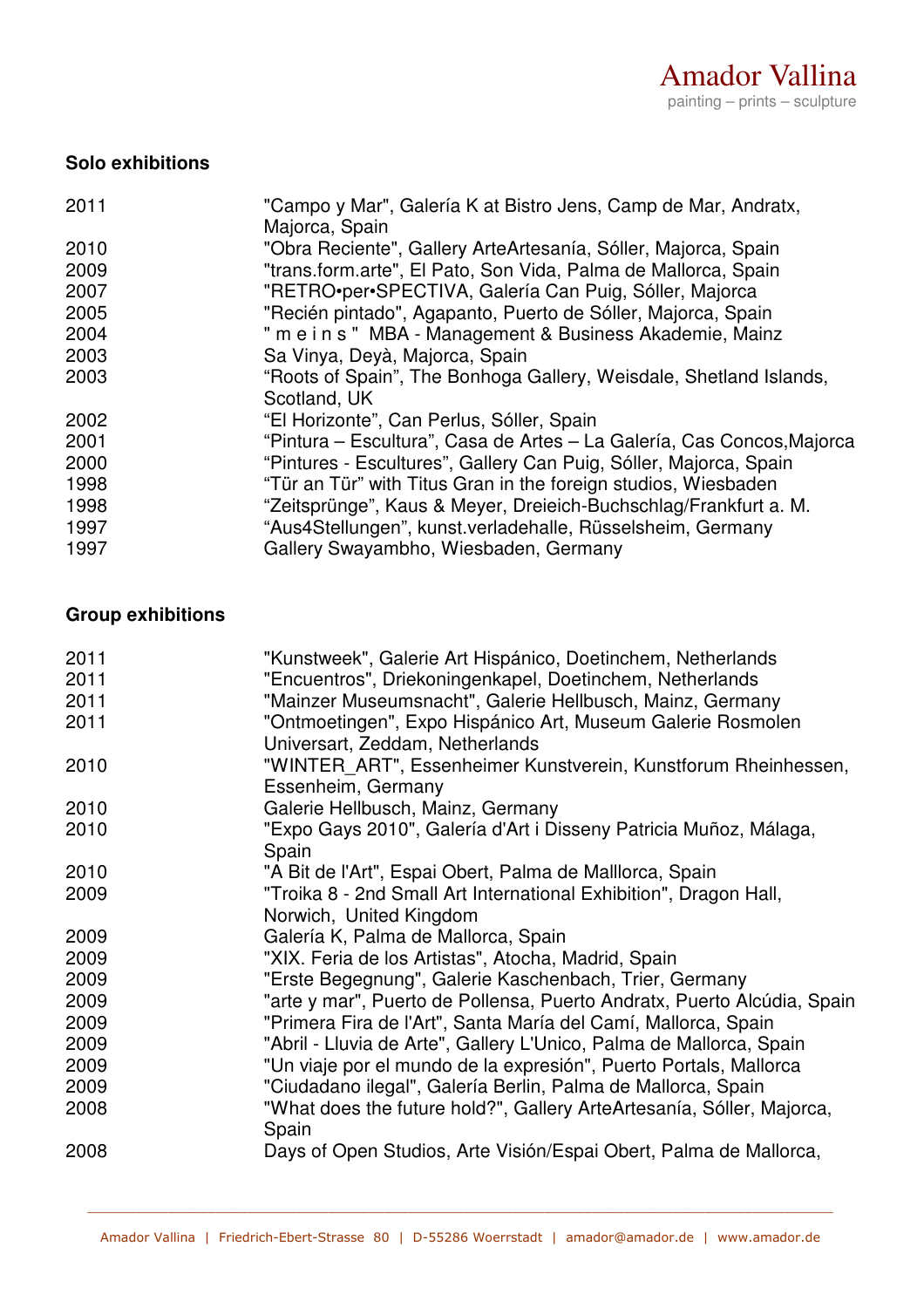## Solo exhibitions

| | |
|---|---|
| 2011 | "Campo y Mar", Galería K at Bistro Jens, Camp de Mar, Andratx, Majorca, Spain |
| 2010 | "Obra Reciente", Gallery ArteArtesanía, Sóller, Majorca, Spain |
| 2009 | "trans.form.arte", El Pato, Son Vida, Palma de Mallorca, Spain |
| 2007 | "RETRO•per•SPECTIVA, Galería Can Puig, Sóller, Majorca |
| 2005 | "Recién pintado", Agapanto, Puerto de Sóller, Majorca, Spain |
| 2004 | " m e i n s " MBA - Management & Business Akademie, Mainz |
| 2003 | Sa Vinya, Deyà, Majorca, Spain |
| 2003 | "Roots of Spain", The Bonhoga Gallery, Weisdale, Shetland Islands, Scotland, UK |
| 2002 | "El Horizonte", Can Perlus, Sóller, Spain |
| 2001 | "Pintura – Escultura", Casa de Artes – La Galería, Cas Concos,Majorca |
| 2000 | "Pintures - Escultures", Gallery Can Puig, Sóller, Majorca, Spain |
| 1998 | "Tür an Tür" with Titus Gran in the foreign studios, Wiesbaden |
| 1998 | "Zeitsprünge", Kaus & Meyer, Dreieich-Buchschlag/Frankfurt a. M. |
| 1997 | "Aus4Stellungen", kunst.verladehalle, Rüsselsheim, Germany |
| 1997 | Gallery Swayambho, Wiesbaden, Germany |

## Group exhibitions

| | |
|---|---|
| 2011 | "Kunstweek", Galerie Art Hispánico, Doetinchem, Netherlands |
| 2011 | "Encuentros", Driekoningenkapel, Doetinchem, Netherlands |
| 2011 | "Mainzer Museumsnacht", Galerie Hellbusch, Mainz, Germany |
| 2011 | "Ontmoetingen", Expo Hispánico Art, Museum Galerie Rosmolen Universart, Zeddam, Netherlands |
| 2010 | "WINTER_ART", Essenheimer Kunstverein, Kunstforum Rheinhessen, Essenheim, Germany |
| 2010 | Galerie Hellbusch, Mainz, Germany |
| 2010 | "Expo Gays 2010", Galería d'Art i Disseny Patricia Muñoz, Málaga, Spain |
| 2010 | "A Bit de l'Art", Espai Obert, Palma de Malllorca, Spain |
| 2009 | "Troika 8 - 2nd Small Art International Exhibition", Dragon Hall, Norwich, United Kingdom |
| 2009 | Galería K, Palma de Mallorca, Spain |
| 2009 | "XIX. Feria de los Artistas", Atocha, Madrid, Spain |
| 2009 | "Erste Begegnung", Galerie Kaschenbach, Trier, Germany |
| 2009 | "arte y mar", Puerto de Pollensa, Puerto Andratx, Puerto Alcúdia, Spain |
| 2009 | "Primera Fira de l'Art", Santa María del Camí, Mallorca, Spain |
| 2009 | "Abril - Lluvia de Arte", Gallery L'Unico, Palma de Mallorca, Spain |
| 2009 | "Un viaje por el mundo de la expresión", Puerto Portals, Mallorca |
| 2009 | "Ciudadano ilegal", Galería Berlin, Palma de Mallorca, Spain |
| 2008 | "What does the future hold?", Gallery ArteArtesanía, Sóller, Majorca, Spain |
| 2008 | Days of Open Studios, Arte Visión/Espai Obert, Palma de Mallorca, |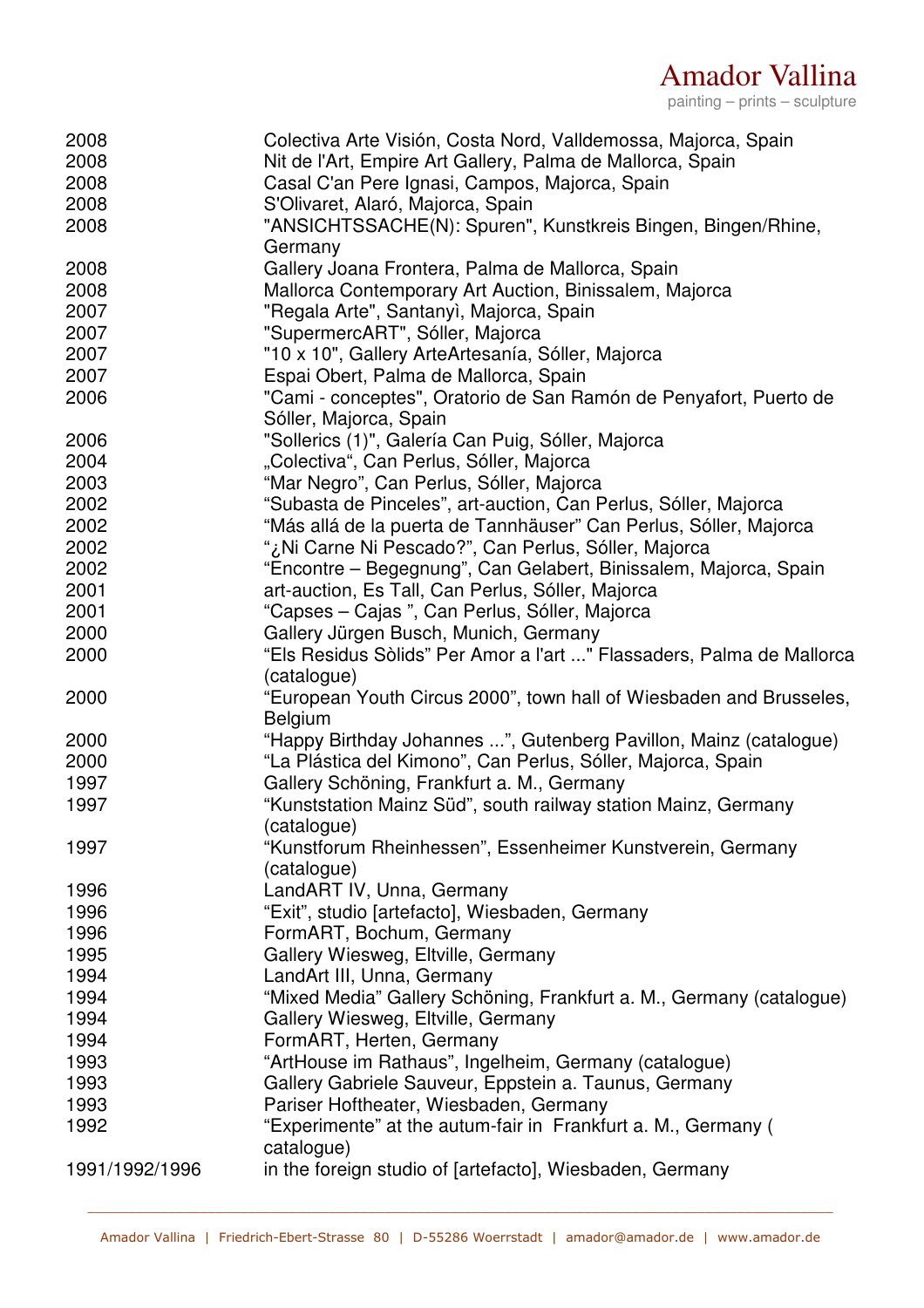| | |
|---|---|
| 2008 | Colectiva Arte Visión, Costa Nord, Valldemossa, Majorca, Spain |
| 2008 | Nit de l'Art, Empire Art Gallery, Palma de Mallorca, Spain |
| 2008 | Casal C'an Pere Ignasi, Campos, Majorca, Spain |
| 2008 | S'Olivaret, Alaró, Majorca, Spain |
| 2008 | "ANSICHTSSACHE(N): Spuren", Kunstkreis Bingen, Bingen/Rhine, Germany |
| 2008 | Gallery Joana Frontera, Palma de Mallorca, Spain |
| 2008 | Mallorca Contemporary Art Auction, Binissalem, Majorca |
| 2007 | "Regala Arte", Santanyì, Majorca, Spain |
| 2007 | "SupermercART", Sóller, Majorca |
| 2007 | "10 x 10", Gallery ArteArtesanía, Sóller, Majorca |
| 2007 | Espai Obert, Palma de Mallorca, Spain |
| 2006 | "Cami - conceptes", Oratorio de San Ramón de Penyafort, Puerto de Sóller, Majorca, Spain |
| 2006 | "Sollerics (1)", Galería Can Puig, Sóller, Majorca |
| 2004 | „Colectiva", Can Perlus, Sóller, Majorca |
| 2003 | "Mar Negro", Can Perlus, Sóller, Majorca |
| 2002 | "Subasta de Pinceles", art-auction, Can Perlus, Sóller, Majorca |
| 2002 | "Más allá de la puerta de Tannhäuser" Can Perlus, Sóller, Majorca |
| 2002 | "¿Ni Carne Ni Pescado?", Can Perlus, Sóller, Majorca |
| 2002 | "Encontre – Begegnung", Can Gelabert, Binissalem, Majorca, Spain |
| 2001 | art-auction, Es Tall, Can Perlus, Sóller, Majorca |
| 2001 | "Capses – Cajas ", Can Perlus, Sóller, Majorca |
| 2000 | Gallery Jürgen Busch, Munich, Germany |
| 2000 | "Els Residus Sòlids" Per Amor a l'art ..." Flassaders, Palma de Mallorca (catalogue) |
| 2000 | "European Youth Circus 2000", town hall of Wiesbaden and Brusseles, Belgium |
| 2000 | "Happy Birthday Johannes ...", Gutenberg Pavillon, Mainz (catalogue) |
| 2000 | "La Plástica del Kimono", Can Perlus, Sóller, Majorca, Spain |
| 1997 | Gallery Schöning, Frankfurt a. M., Germany |
| 1997 | "Kunststation Mainz Süd", south railway station Mainz, Germany (catalogue) |
| 1997 | "Kunstforum Rheinhessen", Essenheimer Kunstverein, Germany (catalogue) |
| 1996 | LandART IV, Unna, Germany |
| 1996 | "Exit", studio [artefacto], Wiesbaden, Germany |
| 1996 | FormART, Bochum, Germany |
| 1995 | Gallery Wiesweg, Eltville, Germany |
| 1994 | LandArt III, Unna, Germany |
| 1994 | "Mixed Media" Gallery Schöning, Frankfurt a. M., Germany (catalogue) |
| 1994 | Gallery Wiesweg, Eltville, Germany |
| 1994 | FormART, Herten, Germany |
| 1993 | "ArtHouse im Rathaus", Ingelheim, Germany (catalogue) |
| 1993 | Gallery Gabriele Sauveur, Eppstein a. Taunus, Germany |
| 1993 | Pariser Hoftheater, Wiesbaden, Germany |
| 1992 | "Experimente" at the autum-fair in Frankfurt a. M., Germany ( catalogue) |
| 1991/1992/1996 | in the foreign studio of [artefacto], Wiesbaden, Germany |